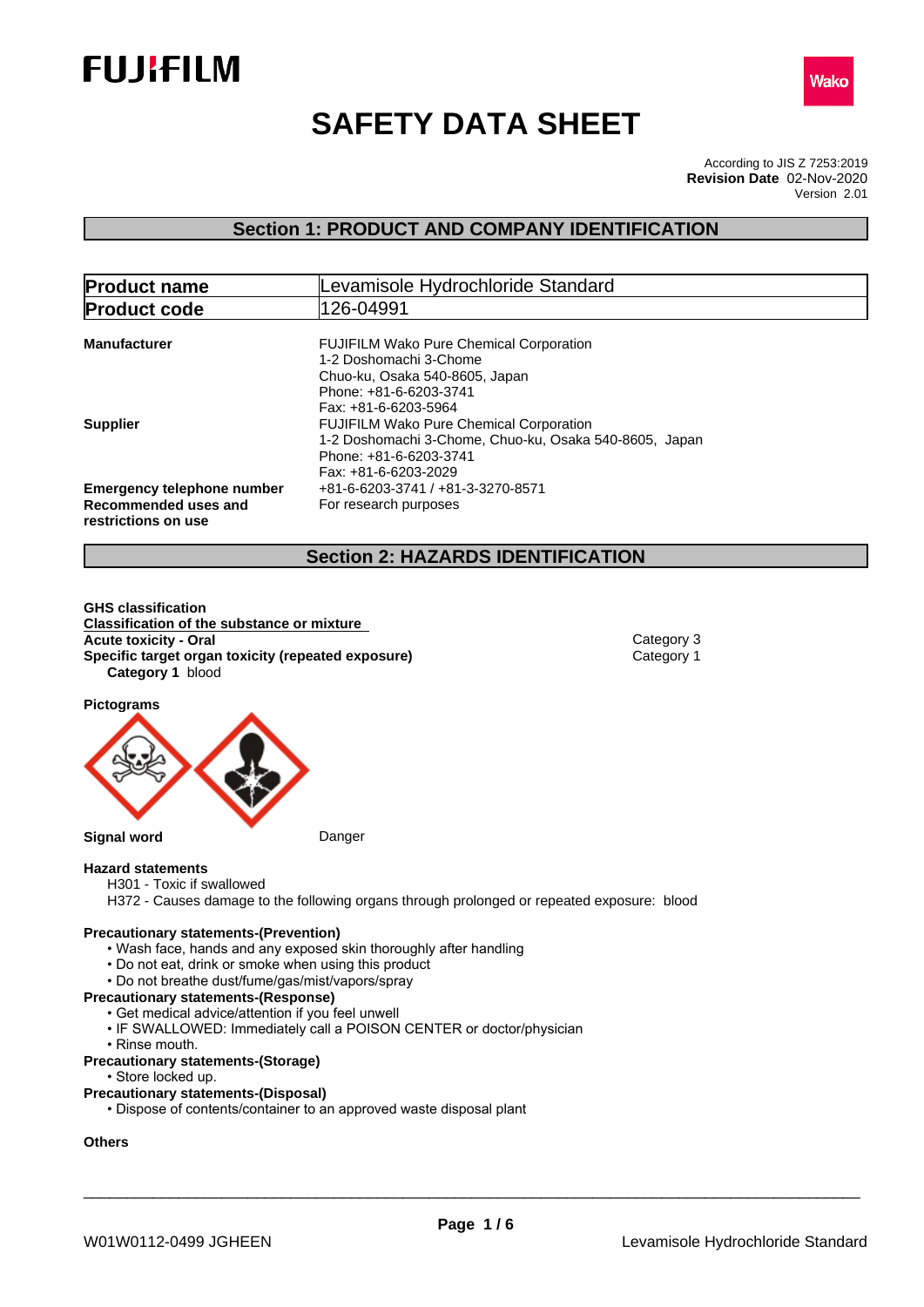# SAFETY DATA SHEET

According to JIS Z 7253:2019
**Revision Date** 02-Nov-2020
Version 2.01

## Section 1: PRODUCT AND COMPANY IDENTIFICATION

| **Product name** | Levamisole Hydrochloride Standard |
|---|---|
| **Product code** | 126-04991 |

**Manufacturer**
FUJIFILM Wako Pure Chemical Corporation
1-2 Doshomachi 3-Chome
Chuo-ku, Osaka 540-8605, Japan
Phone: +81-6-6203-3741
Fax: +81-6-6203-5964

**Supplier**
FUJIFILM Wako Pure Chemical Corporation
1-2 Doshomachi 3-Chome, Chuo-ku, Osaka 540-8605, Japan
Phone: +81-6-6203-3741
Fax: +81-6-6203-2029

**Emergency telephone number** +81-6-6203-3741 / +81-3-3270-8571

**Recommended uses and restrictions on use** For research purposes

## Section 2: HAZARDS IDENTIFICATION

**GHS classification**

**Classification of the substance or mixture**

| | |
|---|---|
| **Acute toxicity - Oral** | Category 3 |
| **Specific target organ toxicity (repeated exposure)** | Category 1 |

**Category 1** blood

**Pictograms**

**Signal word** Danger

**Hazard statements**

H301 - Toxic if swallowed
H372 - Causes damage to the following organs through prolonged or repeated exposure: blood

**Precautionary statements-(Prevention)**
- Wash face, hands and any exposed skin thoroughly after handling
- Do not eat, drink or smoke when using this product
- Do not breathe dust/fume/gas/mist/vapors/spray

**Precautionary statements-(Response)**
- Get medical advice/attention if you feel unwell
- IF SWALLOWED: Immediately call a POISON CENTER or doctor/physician
- Rinse mouth.

**Precautionary statements-(Storage)**
- Store locked up.

**Precautionary statements-(Disposal)**
- Dispose of contents/container to an approved waste disposal plant

**Others**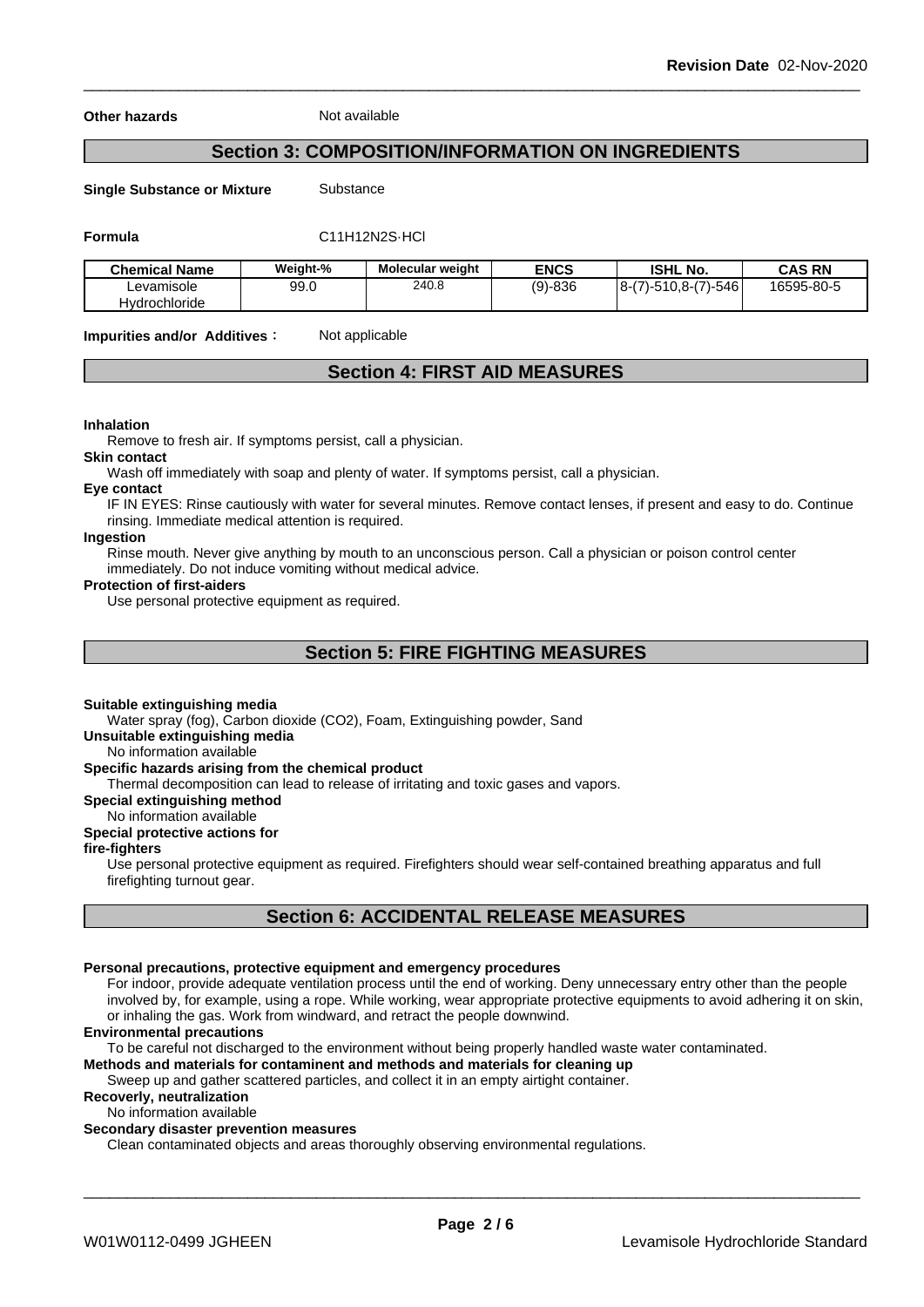**Other hazards** Not available

## Section 3: COMPOSITION/INFORMATION ON INGREDIENTS

**Single Substance or Mixture** Substance

**Formula** $C_{11}H_{12}N_2S{\cdot}HCl$

| Chemical Name | Weight-% | Molecular weight | ENCS | ISHL No. | CAS RN |
|---|---|---|---|---|---|
| Levamisole Hydrochloride | 99.0 | 240.8 | (9)-836 | 8-(7)-510,8-(7)-546 | 16595-80-5 |

**Impurities and/or Additives**： Not applicable

## Section 4: FIRST AID MEASURES

**Inhalation**

Remove to fresh air. If symptoms persist, call a physician.

**Skin contact**

Wash off immediately with soap and plenty of water. If symptoms persist, call a physician.

**Eye contact**

IF IN EYES: Rinse cautiously with water for several minutes. Remove contact lenses, if present and easy to do. Continue rinsing. Immediate medical attention is required.

**Ingestion**

Rinse mouth. Never give anything by mouth to an unconscious person. Call a physician or poison control center immediately. Do not induce vomiting without medical advice.

**Protection of first-aiders**

Use personal protective equipment as required.

## Section 5: FIRE FIGHTING MEASURES

**Suitable extinguishing media**

Water spray (fog), Carbon dioxide ($CO_2$), Foam, Extinguishing powder, Sand

**Unsuitable extinguishing media**

No information available

**Specific hazards arising from the chemical product**

Thermal decomposition can lead to release of irritating and toxic gases and vapors.

**Special extinguishing method**

No information available

**Special protective actions for fire-fighters**

Use personal protective equipment as required. Firefighters should wear self-contained breathing apparatus and full firefighting turnout gear.

## Section 6: ACCIDENTAL RELEASE MEASURES

**Personal precautions, protective equipment and emergency procedures**

For indoor, provide adequate ventilation process until the end of working. Deny unnecessary entry other than the people involved by, for example, using a rope. While working, wear appropriate protective equipments to avoid adhering it on skin, or inhaling the gas. Work from windward, and retract the people downwind.

**Environmental precautions**

To be careful not discharged to the environment without being properly handled waste water contaminated.

**Methods and materials for contaminent and methods and materials for cleaning up**

Sweep up and gather scattered particles, and collect it in an empty airtight container.

**Recoverly, neutralization**

No information available

**Secondary disaster prevention measures**

Clean contaminated objects and areas thoroughly observing environmental regulations.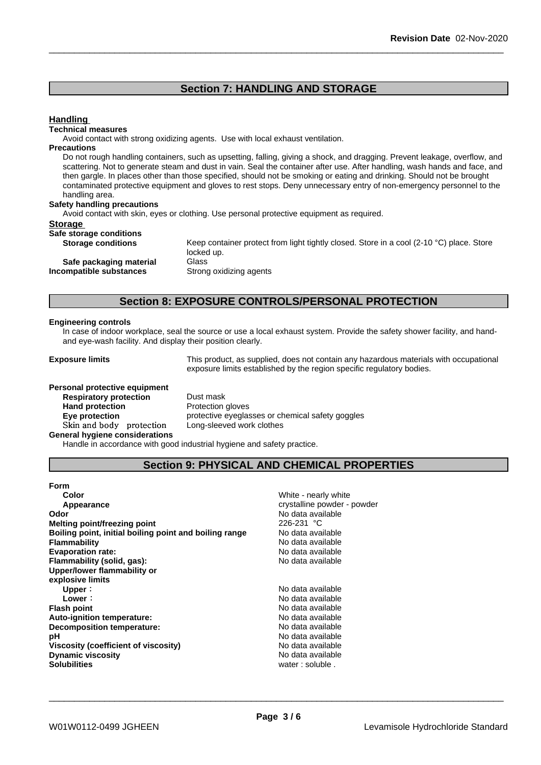## Section 7: HANDLING AND STORAGE

### Handling

**Technical measures**

Avoid contact with strong oxidizing agents. Use with local exhaust ventilation.

**Precautions**

Do not rough handling containers, such as upsetting, falling, giving a shock, and dragging. Prevent leakage, overflow, and scattering. Not to generate steam and dust in vain. Seal the container after use. After handling, wash hands and face, and then gargle. In places other than those specified, should not be smoking or eating and drinking. Should not be brought contaminated protective equipment and gloves to rest stops. Deny unnecessary entry of non-emergency personnel to the handling area.

**Safety handling precautions**

Avoid contact with skin, eyes or clothing. Use personal protective equipment as required.

### Storage

**Safe storage conditions**

**Storage conditions** Keep container protect from light tightly closed. Store in a cool (2-10 °C) place. Store locked up.

**Safe packaging material** Glass

**Incompatible substances** Strong oxidizing agents

## Section 8: EXPOSURE CONTROLS/PERSONAL PROTECTION

**Engineering controls**

In case of indoor workplace, seal the source or use a local exhaust system. Provide the safety shower facility, and hand- and eye-wash facility. And display their position clearly.

**Exposure limits** This product, as supplied, does not contain any hazardous materials with occupational exposure limits established by the region specific regulatory bodies.

**Personal protective equipment**

| | |
|---|---|
| **Respiratory protection** | Dust mask |
| **Hand protection** | Protection gloves |
| **Eye protection** | protective eyeglasses or chemical safety goggles |
| Skin and body protection | Long-sleeved work clothes |

**General hygiene considerations**

Handle in accordance with good industrial hygiene and safety practice.

## Section 9: PHYSICAL AND CHEMICAL PROPERTIES

| | |
|---|---|
| **Form** | |
| **Color** | White - nearly white |
| **Appearance** | crystalline powder - powder |
| **Odor** | No data available |
| **Melting point/freezing point** | 226-231 °C |
| **Boiling point, initial boiling point and boiling range** | No data available |
| **Flammability** | No data available |
| **Evaporation rate:** | No data available |
| **Flammability (solid, gas):** | No data available |
| **Upper/lower flammability or explosive limits** | |
| **Upper**： | No data available |
| **Lower**： | No data available |
| **Flash point** | No data available |
| **Auto-ignition temperature:** | No data available |
| **Decomposition temperature:** | No data available |
| **pH** | No data available |
| **Viscosity (coefficient of viscosity)** | No data available |
| **Dynamic viscosity** | No data available |
| **Solubilities** | water : soluble . |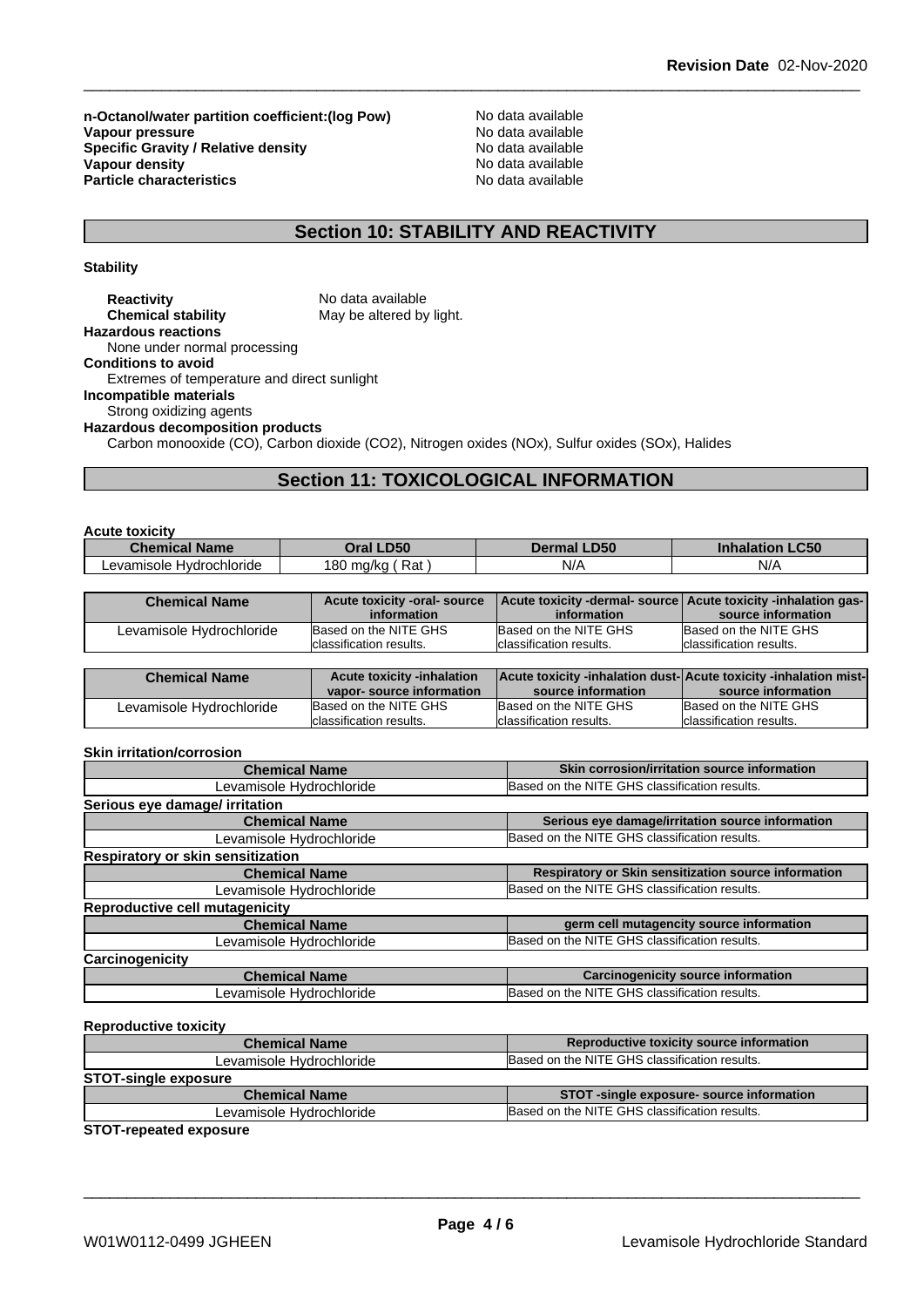**n-Octanol/water partition coefficient:(log Pow)** No data available
**Vapour pressure** No data available
**Specific Gravity / Relative density** No data available
**Vapour density** No data available
**Particle characteristics** No data available

## Section 10: STABILITY AND REACTIVITY

**Stability**

**Reactivity** No data available
**Chemical stability** May be altered by light.

**Hazardous reactions**
None under normal processing

**Conditions to avoid**
Extremes of temperature and direct sunlight

**Incompatible materials**
Strong oxidizing agents

**Hazardous decomposition products**
Carbon monooxide (CO), Carbon dioxide ($CO_2$), Nitrogen oxides (NOx), Sulfur oxides (SOx), Halides

## Section 11: TOXICOLOGICAL INFORMATION

**Acute toxicity**

| Chemical Name | Oral LD50 | Dermal LD50 | Inhalation LC50 |
|---|---|---|---|
| Levamisole Hydrochloride | 180 mg/kg ( Rat ) | N/A | N/A |

| Chemical Name | Acute toxicity -oral- source information | Acute toxicity -dermal- source information | Acute toxicity -inhalation gas- source information |
|---|---|---|---|
| Levamisole Hydrochloride | Based on the NITE GHS classification results. | Based on the NITE GHS classification results. | Based on the NITE GHS classification results. |

| Chemical Name | Acute toxicity -inhalation vapor- source information | Acute toxicity -inhalation dust- source information | Acute toxicity -inhalation mist- source information |
|---|---|---|---|
| Levamisole Hydrochloride | Based on the NITE GHS classification results. | Based on the NITE GHS classification results. | Based on the NITE GHS classification results. |

**Skin irritation/corrosion**

| Chemical Name | Skin corrosion/irritation source information |
|---|---|
| Levamisole Hydrochloride | Based on the NITE GHS classification results. |

**Serious eye damage/ irritation**

| Chemical Name | Serious eye damage/irritation source information |
|---|---|
| Levamisole Hydrochloride | Based on the NITE GHS classification results. |

**Respiratory or skin sensitization**

| Chemical Name | Respiratory or Skin sensitization source information |
|---|---|
| Levamisole Hydrochloride | Based on the NITE GHS classification results. |

**Reproductive cell mutagenicity**

| Chemical Name | germ cell mutagencity source information |
|---|---|
| Levamisole Hydrochloride | Based on the NITE GHS classification results. |

**Carcinogenicity**

| Chemical Name | Carcinogenicity source information |
|---|---|
| Levamisole Hydrochloride | Based on the NITE GHS classification results. |

**Reproductive toxicity**

| Chemical Name | Reproductive toxicity source information |
|---|---|
| Levamisole Hydrochloride | Based on the NITE GHS classification results. |

**STOT-single exposure**

| Chemical Name | STOT -single exposure- source information |
|---|---|
| Levamisole Hydrochloride | Based on the NITE GHS classification results. |

**STOT-repeated exposure**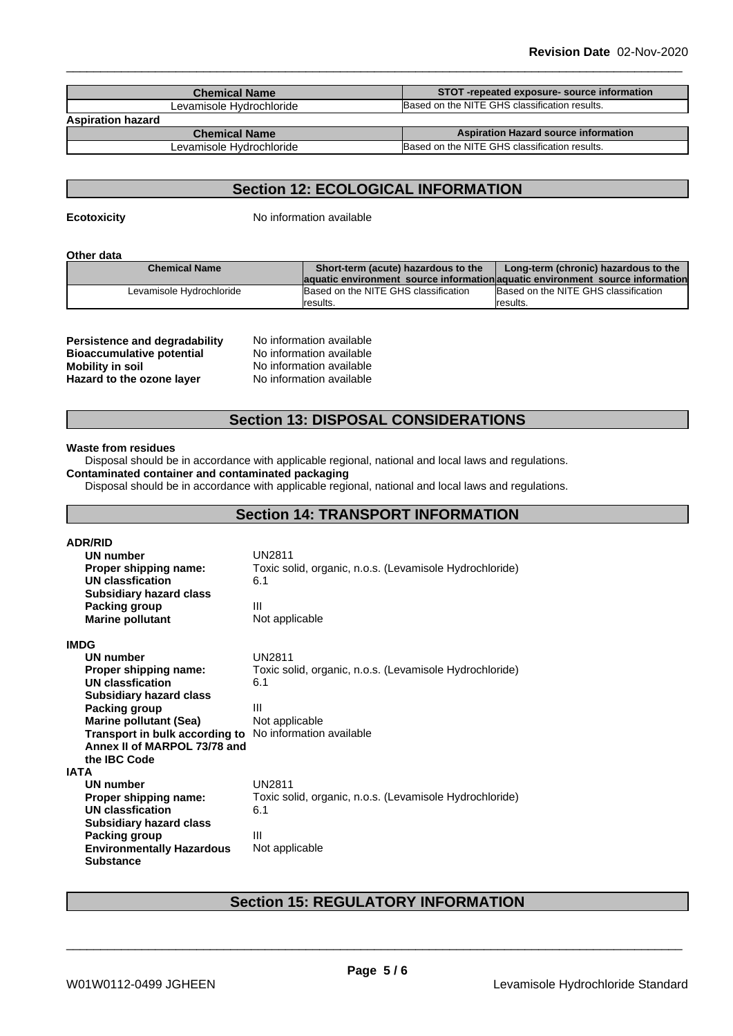| Chemical Name | STOT -repeated exposure- source information |
|---|---|
| Levamisole Hydrochloride | Based on the NITE GHS classification results. |

**Aspiration hazard**

| Chemical Name | Aspiration Hazard source information |
|---|---|
| Levamisole Hydrochloride | Based on the NITE GHS classification results. |

## Section 12: ECOLOGICAL INFORMATION

**Ecotoxicity** No information available

**Other data**

| Chemical Name | Short-term (acute) hazardous to the aquatic environment source information | Long-term (chronic) hazardous to the aquatic environment source information |
|---|---|---|
| Levamisole Hydrochloride | Based on the NITE GHS classification results. | Based on the NITE GHS classification results. |

**Persistence and degradability** No information available
**Bioaccumulative potential** No information available
**Mobility in soil** No information available
**Hazard to the ozone layer** No information available

## Section 13: DISPOSAL CONSIDERATIONS

**Waste from residues**
Disposal should be in accordance with applicable regional, national and local laws and regulations.
**Contaminated container and contaminated packaging**
Disposal should be in accordance with applicable regional, national and local laws and regulations.

## Section 14: TRANSPORT INFORMATION

**ADR/RID**

| | |
|---|---|
| **UN number** | UN2811 |
| **Proper shipping name:** | Toxic solid, organic, n.o.s. (Levamisole Hydrochloride) |
| **UN classfication** | 6.1 |
| **Subsidiary hazard class** | |
| **Packing group** | III |
| **Marine pollutant** | Not applicable |

**IMDG**

| | |
|---|---|
| **UN number** | UN2811 |
| **Proper shipping name:** | Toxic solid, organic, n.o.s. (Levamisole Hydrochloride) |
| **UN classfication** | 6.1 |
| **Subsidiary hazard class** | |
| **Packing group** | III |
| **Marine pollutant (Sea)** | Not applicable |
| **Transport in bulk according to Annex II of MARPOL 73/78 and the IBC Code** | No information available |

**IATA**

| | |
|---|---|
| **UN number** | UN2811 |
| **Proper shipping name:** | Toxic solid, organic, n.o.s. (Levamisole Hydrochloride) |
| **UN classfication** | 6.1 |
| **Subsidiary hazard class** | |
| **Packing group** | III |
| **Environmentally Hazardous Substance** | Not applicable |

## Section 15: REGULATORY INFORMATION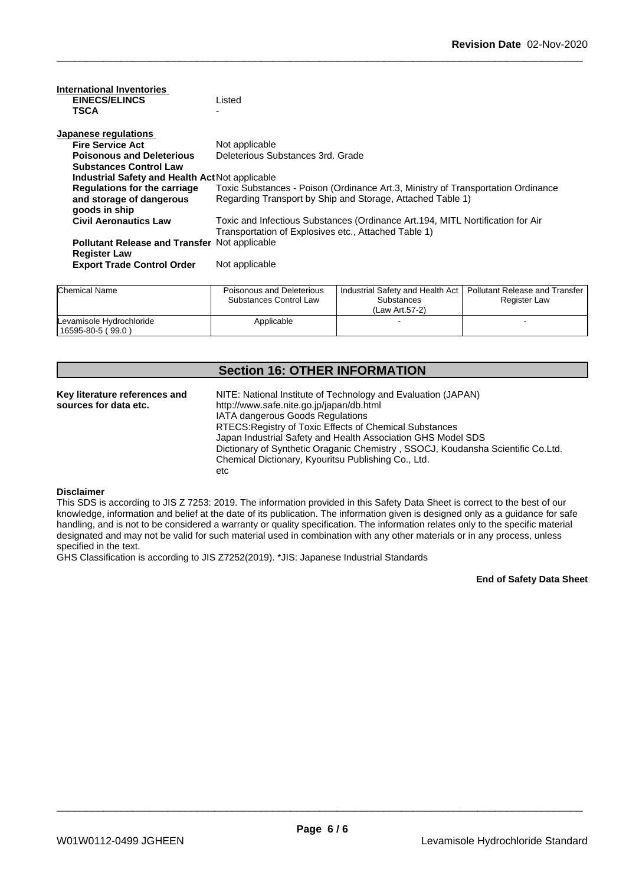**International Inventories**

| | |
|---|---|
| **EINECS/ELINCS** | Listed |
| **TSCA** | - |

**Japanese regulations**

| | |
|---|---|
| **Fire Service Act** | Not applicable |
| **Poisonous and Deleterious Substances Control Law** | Deleterious Substances 3rd. Grade |
| **Industrial Safety and Health Act** | Not applicable |
| **Regulations for the carriage and storage of dangerous goods in ship** | Toxic Substances - Poison (Ordinance Art.3, Ministry of Transportation Ordinance Regarding Transport by Ship and Storage, Attached Table 1) |
| **Civil Aeronautics Law** | Toxic and Infectious Substances (Ordinance Art.194, MITL Nortification for Air Transportation of Explosives etc., Attached Table 1) |
| **Pollutant Release and Transfer Register Law** | Not applicable |
| **Export Trade Control Order** | Not applicable |

| Chemical Name | Poisonous and Deleterious Substances Control Law | Industrial Safety and Health Act Substances (Law Art.57-2) | Pollutant Release and Transfer Register Law |
|---|---|---|---|
| Levamisole Hydrochloride 16595-80-5 ( 99.0 ) | Applicable | - | - |

## Section 16: OTHER INFORMATION

**Key literature references and sources for data etc.**

NITE: National Institute of Technology and Evaluation (JAPAN)
http://www.safe.nite.go.jp/japan/db.html
IATA dangerous Goods Regulations
RTECS:Registry of Toxic Effects of Chemical Substances
Japan Industrial Safety and Health Association GHS Model SDS
Dictionary of Synthetic Oraganic Chemistry , SSOCJ, Koudansha Scientific Co.Ltd.
Chemical Dictionary, Kyouritsu Publishing Co., Ltd.
etc

**Disclaimer**

This SDS is according to JIS Z 7253: 2019. The information provided in this Safety Data Sheet is correct to the best of our knowledge, information and belief at the date of its publication. The information given is designed only as a guidance for safe handling, and is not to be considered a warranty or quality specification. The information relates only to the specific material designated and may not be valid for such material used in combination with any other materials or in any process, unless specified in the text.

GHS Classification is according to JIS Z7252(2019). *JIS: Japanese Industrial Standards

**End of Safety Data Sheet**